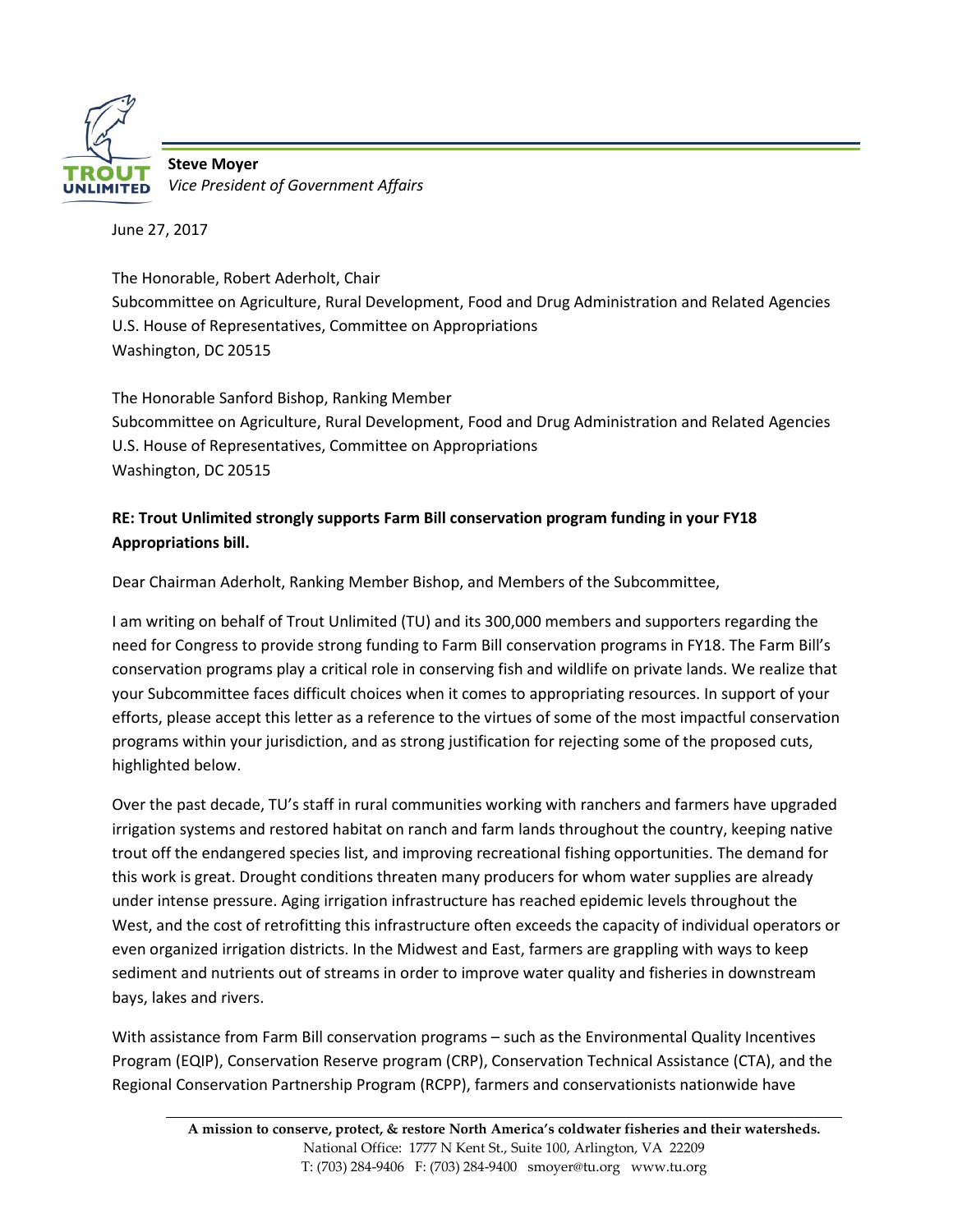**Steve Moyer**
*Vice President of Government Affairs*

June 27, 2017

The Honorable, Robert Aderholt, Chair
Subcommittee on Agriculture, Rural Development, Food and Drug Administration and Related Agencies
U.S. House of Representatives, Committee on Appropriations
Washington, DC 20515

The Honorable Sanford Bishop, Ranking Member
Subcommittee on Agriculture, Rural Development, Food and Drug Administration and Related Agencies
U.S. House of Representatives, Committee on Appropriations
Washington, DC 20515

**RE: Trout Unlimited strongly supports Farm Bill conservation program funding in your FY18 Appropriations bill.**

Dear Chairman Aderholt, Ranking Member Bishop, and Members of the Subcommittee,

I am writing on behalf of Trout Unlimited (TU) and its 300,000 members and supporters regarding the need for Congress to provide strong funding to Farm Bill conservation programs in FY18. The Farm Bill's conservation programs play a critical role in conserving fish and wildlife on private lands. We realize that your Subcommittee faces difficult choices when it comes to appropriating resources. In support of your efforts, please accept this letter as a reference to the virtues of some of the most impactful conservation programs within your jurisdiction, and as strong justification for rejecting some of the proposed cuts, highlighted below.

Over the past decade, TU's staff in rural communities working with ranchers and farmers have upgraded irrigation systems and restored habitat on ranch and farm lands throughout the country, keeping native trout off the endangered species list, and improving recreational fishing opportunities. The demand for this work is great. Drought conditions threaten many producers for whom water supplies are already under intense pressure. Aging irrigation infrastructure has reached epidemic levels throughout the West, and the cost of retrofitting this infrastructure often exceeds the capacity of individual operators or even organized irrigation districts. In the Midwest and East, farmers are grappling with ways to keep sediment and nutrients out of streams in order to improve water quality and fisheries in downstream bays, lakes and rivers.

With assistance from Farm Bill conservation programs – such as the Environmental Quality Incentives Program (EQIP), Conservation Reserve program (CRP), Conservation Technical Assistance (CTA), and the Regional Conservation Partnership Program (RCPP), farmers and conservationists nationwide have

**A mission to conserve, protect, & restore North America's coldwater fisheries and their watersheds.**
National Office: 1777 N Kent St., Suite 100, Arlington, VA 22209
T: (703) 284-9406 F: (703) 284-9400 smoyer@tu.org www.tu.org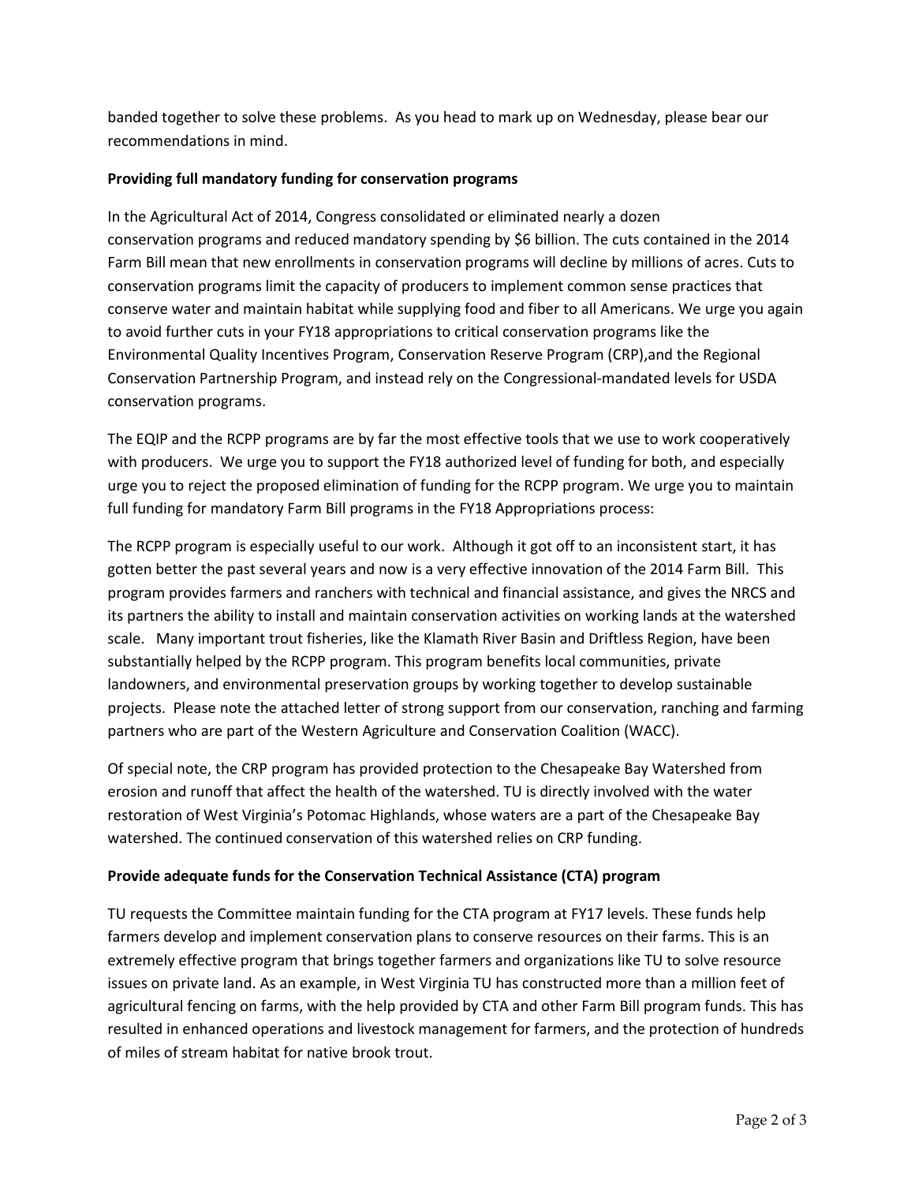banded together to solve these problems. As you head to mark up on Wednesday, please bear our recommendations in mind.

**Providing full mandatory funding for conservation programs**

In the Agricultural Act of 2014, Congress consolidated or eliminated nearly a dozen conservation programs and reduced mandatory spending by $6 billion. The cuts contained in the 2014 Farm Bill mean that new enrollments in conservation programs will decline by millions of acres. Cuts to conservation programs limit the capacity of producers to implement common sense practices that conserve water and maintain habitat while supplying food and fiber to all Americans. We urge you again to avoid further cuts in your FY18 appropriations to critical conservation programs like the Environmental Quality Incentives Program, Conservation Reserve Program (CRP),and the Regional Conservation Partnership Program, and instead rely on the Congressional-mandated levels for USDA conservation programs.

The EQIP and the RCPP programs are by far the most effective tools that we use to work cooperatively with producers. We urge you to support the FY18 authorized level of funding for both, and especially urge you to reject the proposed elimination of funding for the RCPP program. We urge you to maintain full funding for mandatory Farm Bill programs in the FY18 Appropriations process:

The RCPP program is especially useful to our work. Although it got off to an inconsistent start, it has gotten better the past several years and now is a very effective innovation of the 2014 Farm Bill. This program provides farmers and ranchers with technical and financial assistance, and gives the NRCS and its partners the ability to install and maintain conservation activities on working lands at the watershed scale. Many important trout fisheries, like the Klamath River Basin and Driftless Region, have been substantially helped by the RCPP program. This program benefits local communities, private landowners, and environmental preservation groups by working together to develop sustainable projects. Please note the attached letter of strong support from our conservation, ranching and farming partners who are part of the Western Agriculture and Conservation Coalition (WACC).

Of special note, the CRP program has provided protection to the Chesapeake Bay Watershed from erosion and runoff that affect the health of the watershed. TU is directly involved with the water restoration of West Virginia's Potomac Highlands, whose waters are a part of the Chesapeake Bay watershed. The continued conservation of this watershed relies on CRP funding.

**Provide adequate funds for the Conservation Technical Assistance (CTA) program**

TU requests the Committee maintain funding for the CTA program at FY17 levels. These funds help farmers develop and implement conservation plans to conserve resources on their farms. This is an extremely effective program that brings together farmers and organizations like TU to solve resource issues on private land. As an example, in West Virginia TU has constructed more than a million feet of agricultural fencing on farms, with the help provided by CTA and other Farm Bill program funds. This has resulted in enhanced operations and livestock management for farmers, and the protection of hundreds of miles of stream habitat for native brook trout.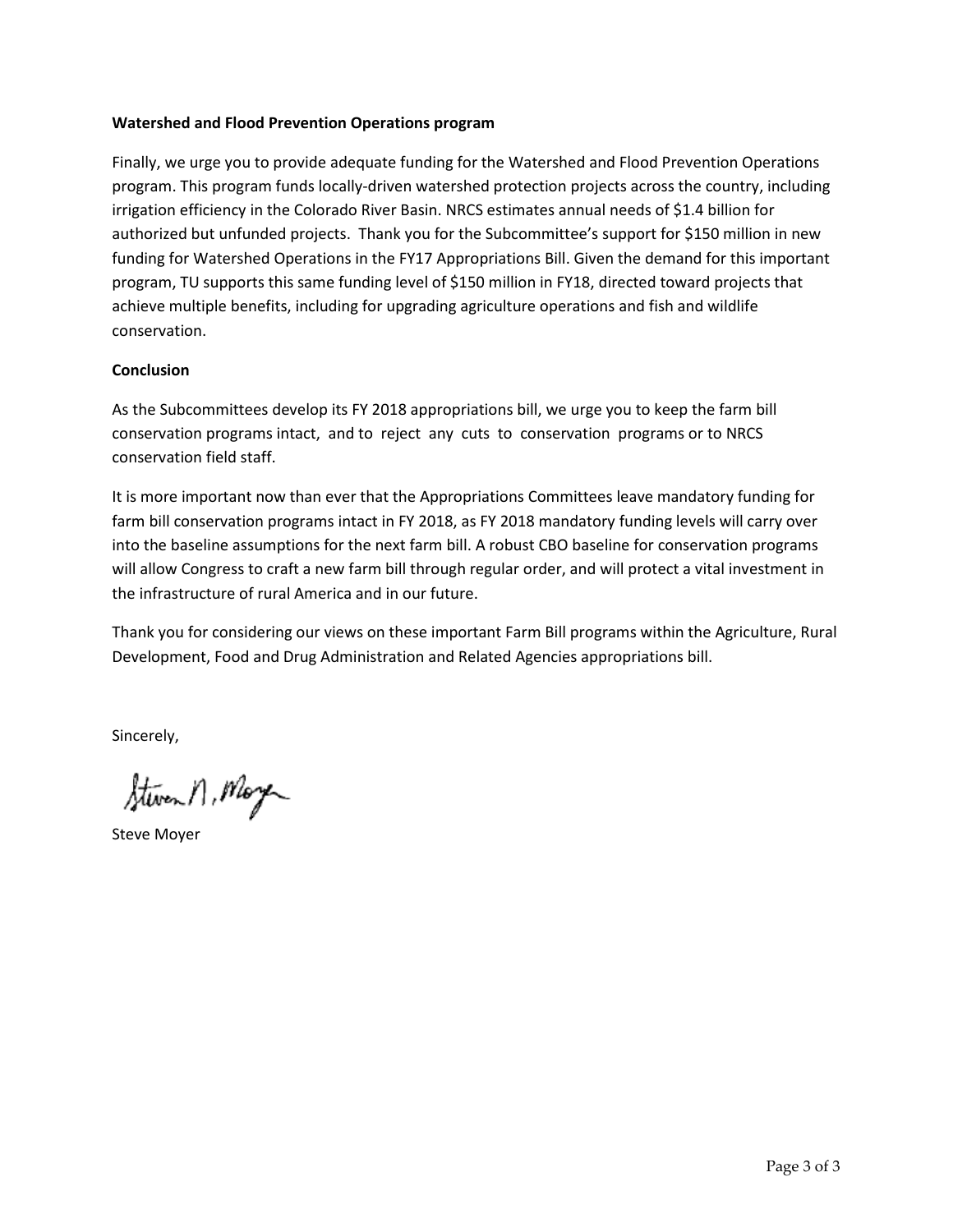**Watershed and Flood Prevention Operations program**

Finally, we urge you to provide adequate funding for the Watershed and Flood Prevention Operations program. This program funds locally-driven watershed protection projects across the country, including irrigation efficiency in the Colorado River Basin. NRCS estimates annual needs of $1.4 billion for authorized but unfunded projects. Thank you for the Subcommittee's support for $150 million in new funding for Watershed Operations in the FY17 Appropriations Bill. Given the demand for this important program, TU supports this same funding level of $150 million in FY18, directed toward projects that achieve multiple benefits, including for upgrading agriculture operations and fish and wildlife conservation.

**Conclusion**

As the Subcommittees develop its FY 2018 appropriations bill, we urge you to keep the farm bill conservation programs intact, and to reject any cuts to conservation programs or to NRCS conservation field staff.

It is more important now than ever that the Appropriations Committees leave mandatory funding for farm bill conservation programs intact in FY 2018, as FY 2018 mandatory funding levels will carry over into the baseline assumptions for the next farm bill. A robust CBO baseline for conservation programs will allow Congress to craft a new farm bill through regular order, and will protect a vital investment in the infrastructure of rural America and in our future.

Thank you for considering our views on these important Farm Bill programs within the Agriculture, Rural Development, Food and Drug Administration and Related Agencies appropriations bill.

Sincerely,

Steven N. Moyer

Steve Moyer